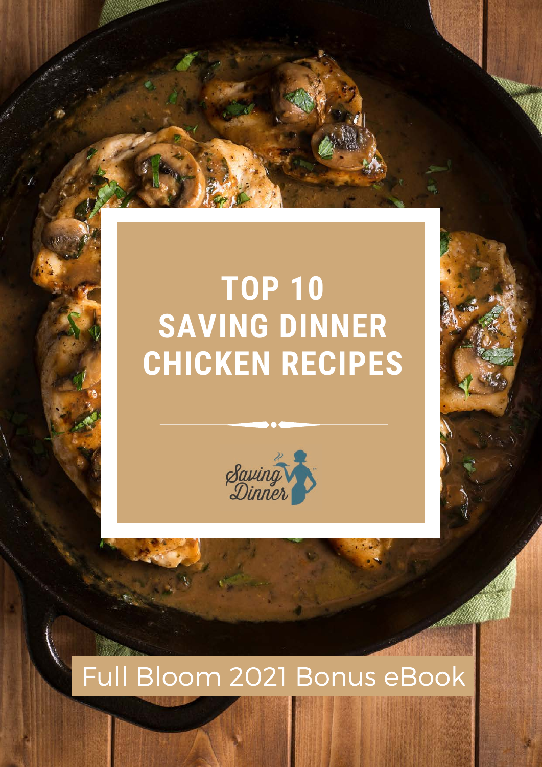# TOP 10 SAVING DINNER CHICKEN RECIPES

Saving Dinner

Full Bloom 2021 Bonus eBook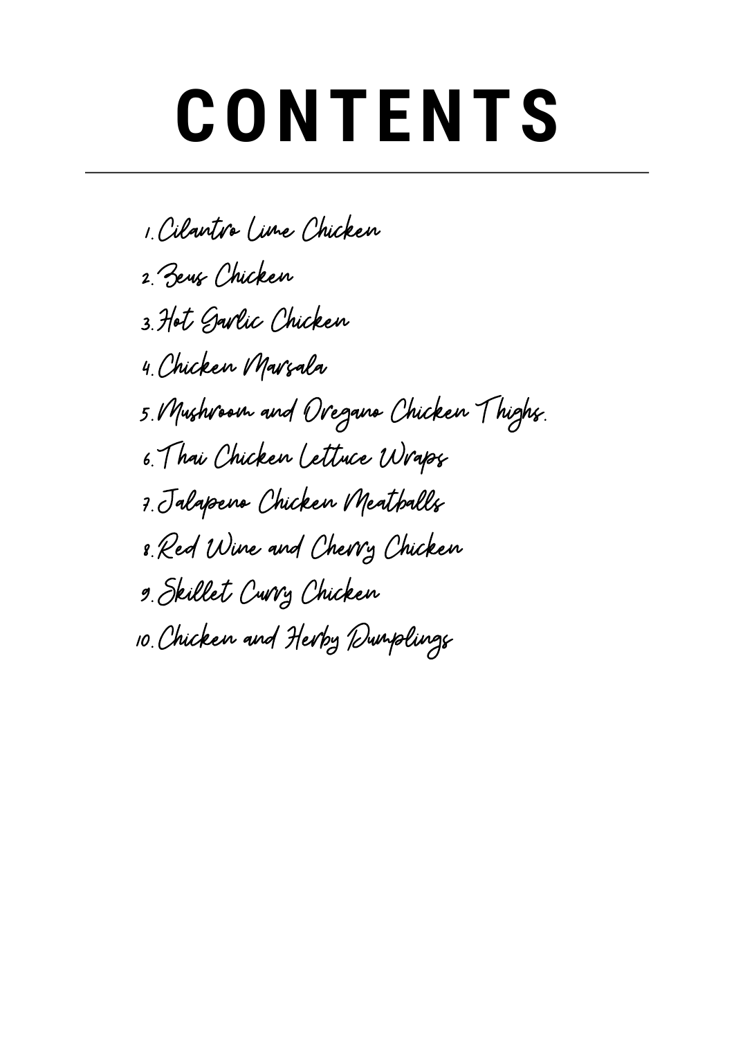# CONTENTS

1. Cilantro Lime Chicken
2. Zeus Chicken
3. Hot Garlic Chicken
4. Chicken Marsala
5. Mushroom and Oregano Chicken Thighs.
6. Thai Chicken Lettuce Wraps
7. Jalapeno Chicken Meatballs
8. Red Wine and Cherry Chicken
9. Skillet Curry Chicken
10. Chicken and Herby Dumplings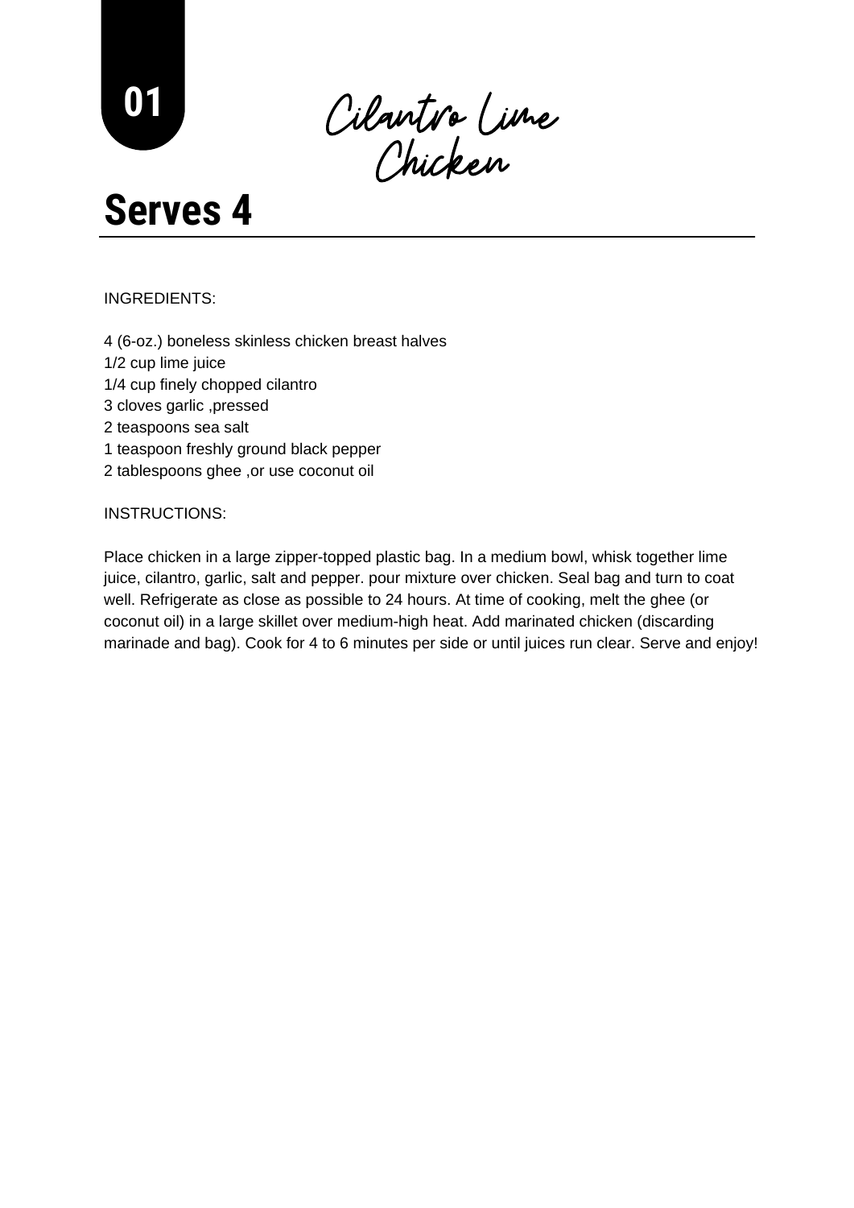01

# Cilantro Lime Chicken

## Serves 4

INGREDIENTS:

4 (6-oz.) boneless skinless chicken breast halves
1/2 cup lime juice
1/4 cup finely chopped cilantro
3 cloves garlic ,pressed
2 teaspoons sea salt
1 teaspoon freshly ground black pepper
2 tablespoons ghee ,or use coconut oil

INSTRUCTIONS:

Place chicken in a large zipper-topped plastic bag. In a medium bowl, whisk together lime juice, cilantro, garlic, salt and pepper. pour mixture over chicken. Seal bag and turn to coat well. Refrigerate as close as possible to 24 hours. At time of cooking, melt the ghee (or coconut oil) in a large skillet over medium-high heat. Add marinated chicken (discarding marinade and bag). Cook for 4 to 6 minutes per side or until juices run clear. Serve and enjoy!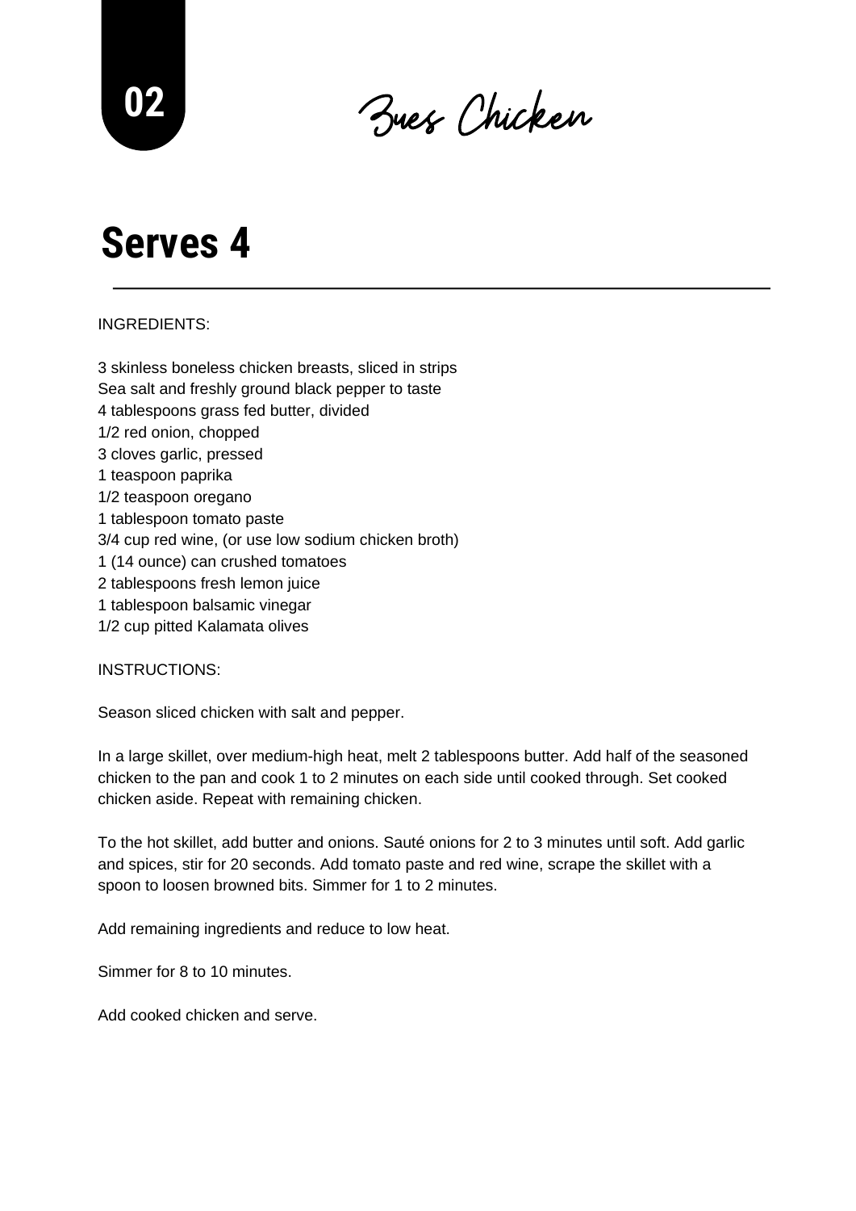02

# Zues Chicken

## Serves 4

INGREDIENTS:

3 skinless boneless chicken breasts, sliced in strips
Sea salt and freshly ground black pepper to taste
4 tablespoons grass fed butter, divided
1/2 red onion, chopped
3 cloves garlic, pressed
1 teaspoon paprika
1/2 teaspoon oregano
1 tablespoon tomato paste
3/4 cup red wine, (or use low sodium chicken broth)
1 (14 ounce) can crushed tomatoes
2 tablespoons fresh lemon juice
1 tablespoon balsamic vinegar
1/2 cup pitted Kalamata olives

INSTRUCTIONS:

Season sliced chicken with salt and pepper.

In a large skillet, over medium-high heat, melt 2 tablespoons butter. Add half of the seasoned chicken to the pan and cook 1 to 2 minutes on each side until cooked through. Set cooked chicken aside. Repeat with remaining chicken.

To the hot skillet, add butter and onions. Sauté onions for 2 to 3 minutes until soft. Add garlic and spices, stir for 20 seconds. Add tomato paste and red wine, scrape the skillet with a spoon to loosen browned bits. Simmer for 1 to 2 minutes.

Add remaining ingredients and reduce to low heat.

Simmer for 8 to 10 minutes.

Add cooked chicken and serve.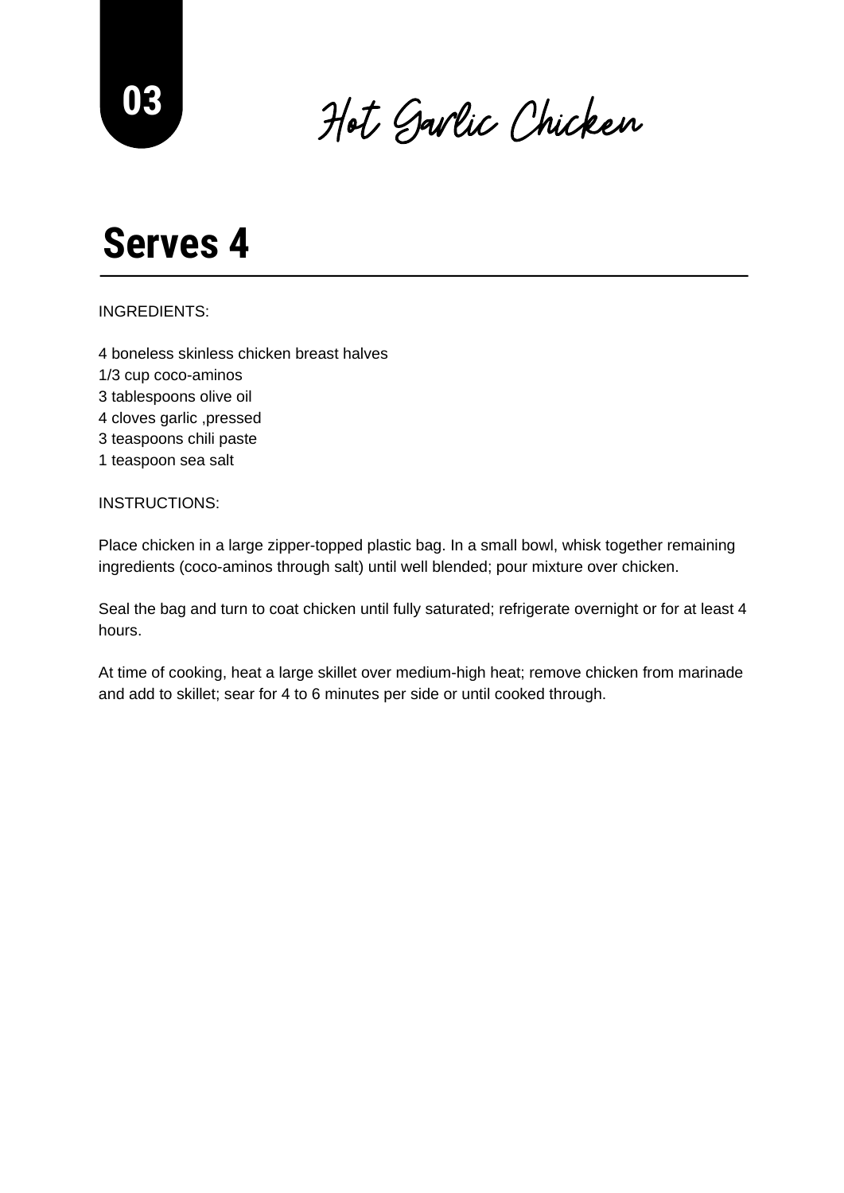03

# Hot Garlic Chicken

## Serves 4

INGREDIENTS:

4 boneless skinless chicken breast halves
1/3 cup coco-aminos
3 tablespoons olive oil
4 cloves garlic ,pressed
3 teaspoons chili paste
1 teaspoon sea salt

INSTRUCTIONS:

Place chicken in a large zipper-topped plastic bag. In a small bowl, whisk together remaining ingredients (coco-aminos through salt) until well blended; pour mixture over chicken.

Seal the bag and turn to coat chicken until fully saturated; refrigerate overnight or for at least 4 hours.

At time of cooking, heat a large skillet over medium-high heat; remove chicken from marinade and add to skillet; sear for 4 to 6 minutes per side or until cooked through.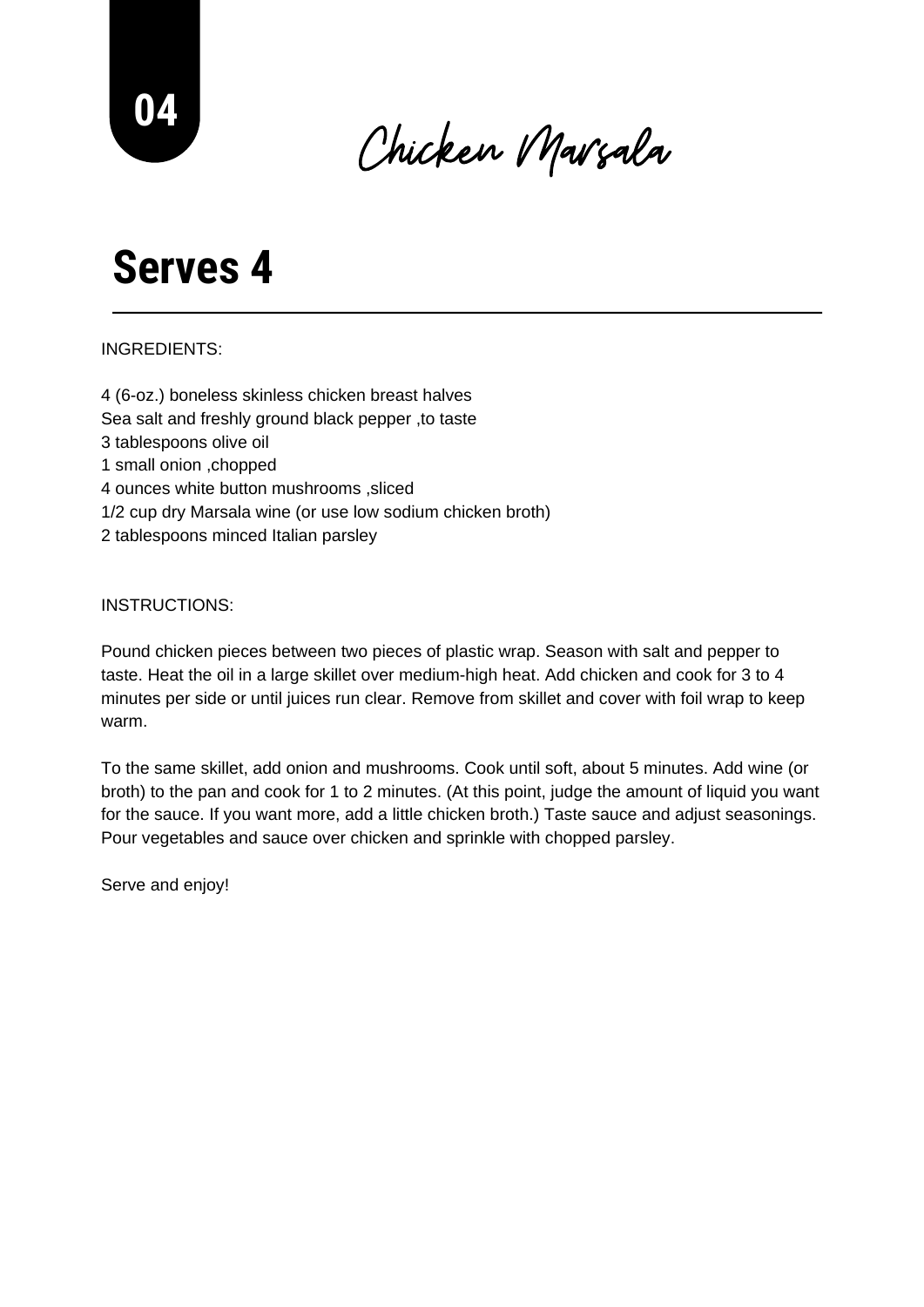04

# Chicken Marsala

## Serves 4

---

INGREDIENTS:

4 (6-oz.) boneless skinless chicken breast halves
Sea salt and freshly ground black pepper ,to taste
3 tablespoons olive oil
1 small onion ,chopped
4 ounces white button mushrooms ,sliced
1/2 cup dry Marsala wine (or use low sodium chicken broth)
2 tablespoons minced Italian parsley

INSTRUCTIONS:

Pound chicken pieces between two pieces of plastic wrap. Season with salt and pepper to taste. Heat the oil in a large skillet over medium-high heat. Add chicken and cook for 3 to 4 minutes per side or until juices run clear. Remove from skillet and cover with foil wrap to keep warm.

To the same skillet, add onion and mushrooms. Cook until soft, about 5 minutes. Add wine (or broth) to the pan and cook for 1 to 2 minutes. (At this point, judge the amount of liquid you want for the sauce. If you want more, add a little chicken broth.) Taste sauce and adjust seasonings. Pour vegetables and sauce over chicken and sprinkle with chopped parsley.

Serve and enjoy!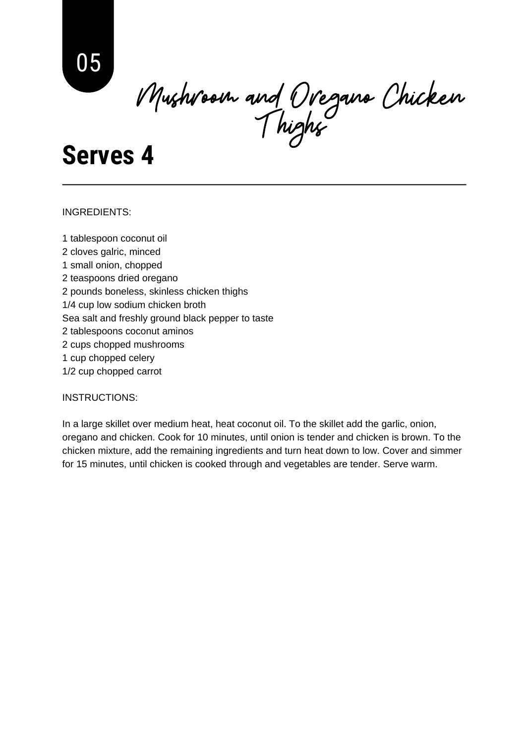05

# Mushroom and Oregano Chicken Thighs

## Serves 4

INGREDIENTS:

1 tablespoon coconut oil
2 cloves galric, minced
1 small onion, chopped
2 teaspoons dried oregano
2 pounds boneless, skinless chicken thighs
1/4 cup low sodium chicken broth
Sea salt and freshly ground black pepper to taste
2 tablespoons coconut aminos
2 cups chopped mushrooms
1 cup chopped celery
1/2 cup chopped carrot

INSTRUCTIONS:

In a large skillet over medium heat, heat coconut oil. To the skillet add the garlic, onion, oregano and chicken. Cook for 10 minutes, until onion is tender and chicken is brown. To the chicken mixture, add the remaining ingredients and turn heat down to low. Cover and simmer for 15 minutes, until chicken is cooked through and vegetables are tender. Serve warm.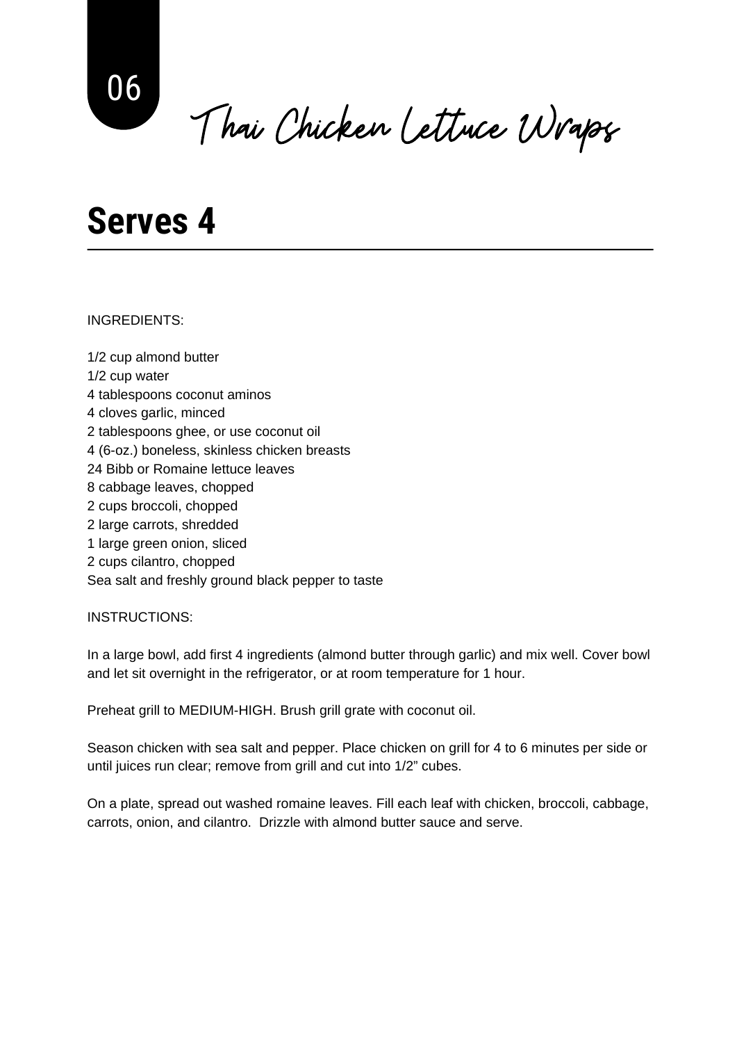06

# Thai Chicken Lettuce Wraps

## Serves 4

INGREDIENTS:

1/2 cup almond butter
1/2 cup water
4 tablespoons coconut aminos
4 cloves garlic, minced
2 tablespoons ghee, or use coconut oil
4 (6-oz.) boneless, skinless chicken breasts
24 Bibb or Romaine lettuce leaves
8 cabbage leaves, chopped
2 cups broccoli, chopped
2 large carrots, shredded
1 large green onion, sliced
2 cups cilantro, chopped
Sea salt and freshly ground black pepper to taste

INSTRUCTIONS:

In a large bowl, add first 4 ingredients (almond butter through garlic) and mix well. Cover bowl and let sit overnight in the refrigerator, or at room temperature for 1 hour.

Preheat grill to MEDIUM-HIGH. Brush grill grate with coconut oil.

Season chicken with sea salt and pepper. Place chicken on grill for 4 to 6 minutes per side or until juices run clear; remove from grill and cut into 1/2" cubes.

On a plate, spread out washed romaine leaves. Fill each leaf with chicken, broccoli, cabbage, carrots, onion, and cilantro. Drizzle with almond butter sauce and serve.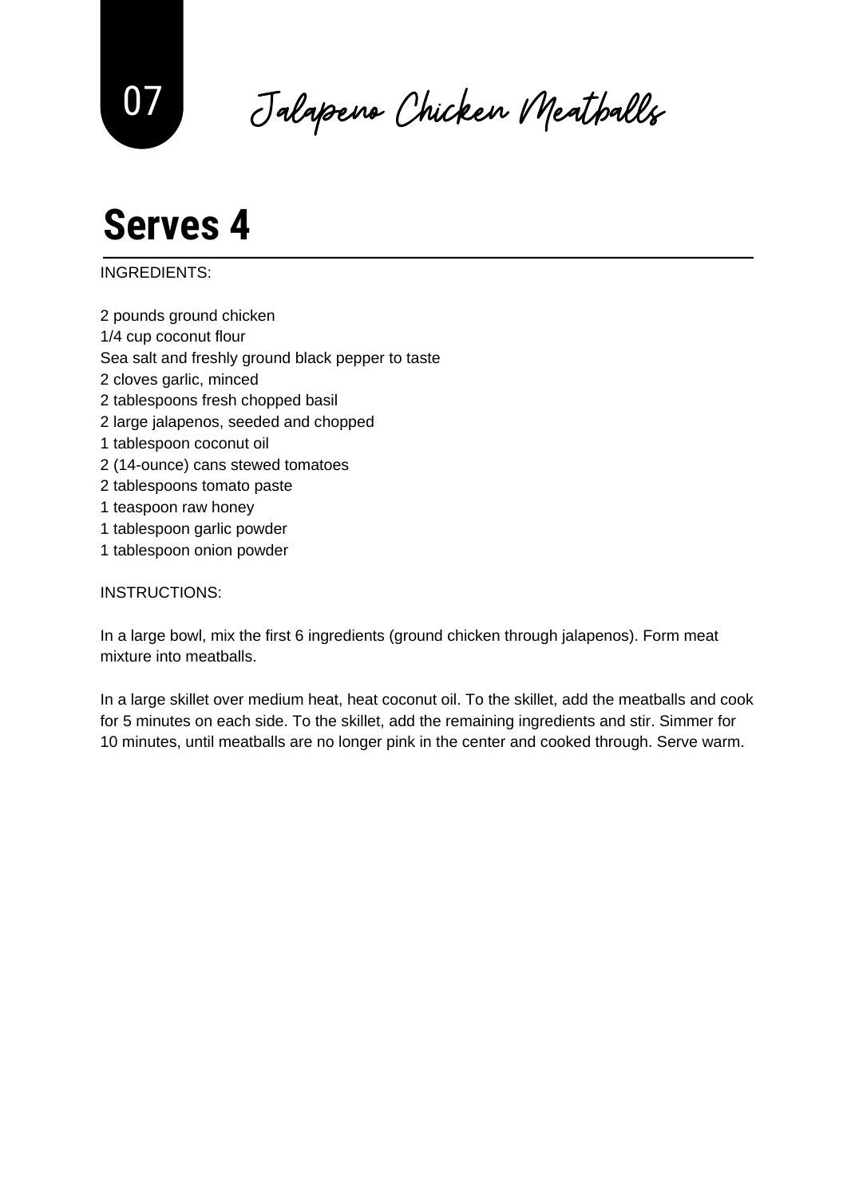07

# Jalapeno Chicken Meatballs

## Serves 4

INGREDIENTS:

2 pounds ground chicken
1/4 cup coconut flour
Sea salt and freshly ground black pepper to taste
2 cloves garlic, minced
2 tablespoons fresh chopped basil
2 large jalapenos, seeded and chopped
1 tablespoon coconut oil
2 (14-ounce) cans stewed tomatoes
2 tablespoons tomato paste
1 teaspoon raw honey
1 tablespoon garlic powder
1 tablespoon onion powder

INSTRUCTIONS:

In a large bowl, mix the first 6 ingredients (ground chicken through jalapenos). Form meat mixture into meatballs.

In a large skillet over medium heat, heat coconut oil. To the skillet, add the meatballs and cook for 5 minutes on each side. To the skillet, add the remaining ingredients and stir. Simmer for 10 minutes, until meatballs are no longer pink in the center and cooked through. Serve warm.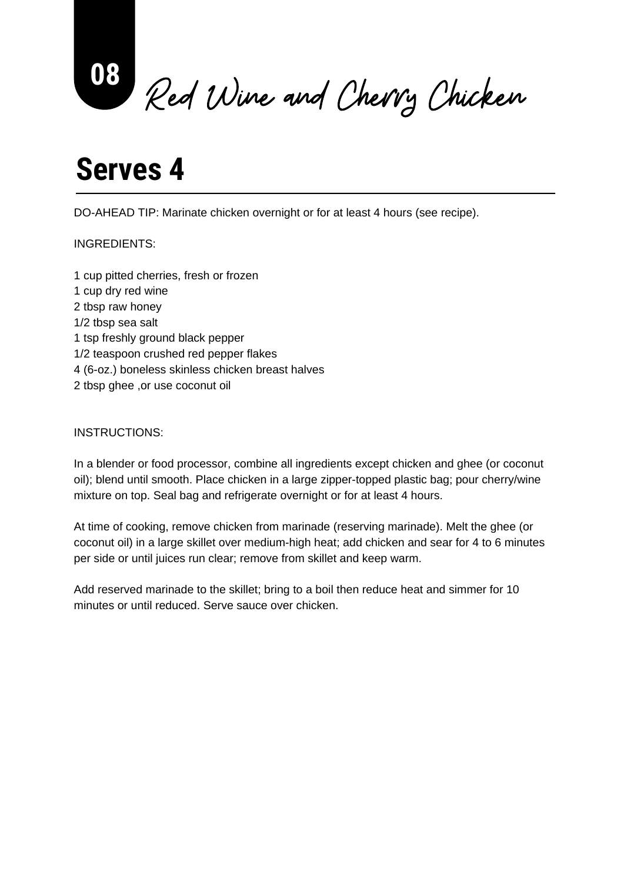# 08 Red Wine and Cherry Chicken

## Serves 4

DO-AHEAD TIP: Marinate chicken overnight or for at least 4 hours (see recipe).

INGREDIENTS:

1 cup pitted cherries, fresh or frozen
1 cup dry red wine
2 tbsp raw honey
1/2 tbsp sea salt
1 tsp freshly ground black pepper
1/2 teaspoon crushed red pepper flakes
4 (6-oz.) boneless skinless chicken breast halves
2 tbsp ghee ,or use coconut oil

INSTRUCTIONS:

In a blender or food processor, combine all ingredients except chicken and ghee (or coconut oil); blend until smooth. Place chicken in a large zipper-topped plastic bag; pour cherry/wine mixture on top. Seal bag and refrigerate overnight or for at least 4 hours.

At time of cooking, remove chicken from marinade (reserving marinade). Melt the ghee (or coconut oil) in a large skillet over medium-high heat; add chicken and sear for 4 to 6 minutes per side or until juices run clear; remove from skillet and keep warm.

Add reserved marinade to the skillet; bring to a boil then reduce heat and simmer for 10 minutes or until reduced. Serve sauce over chicken.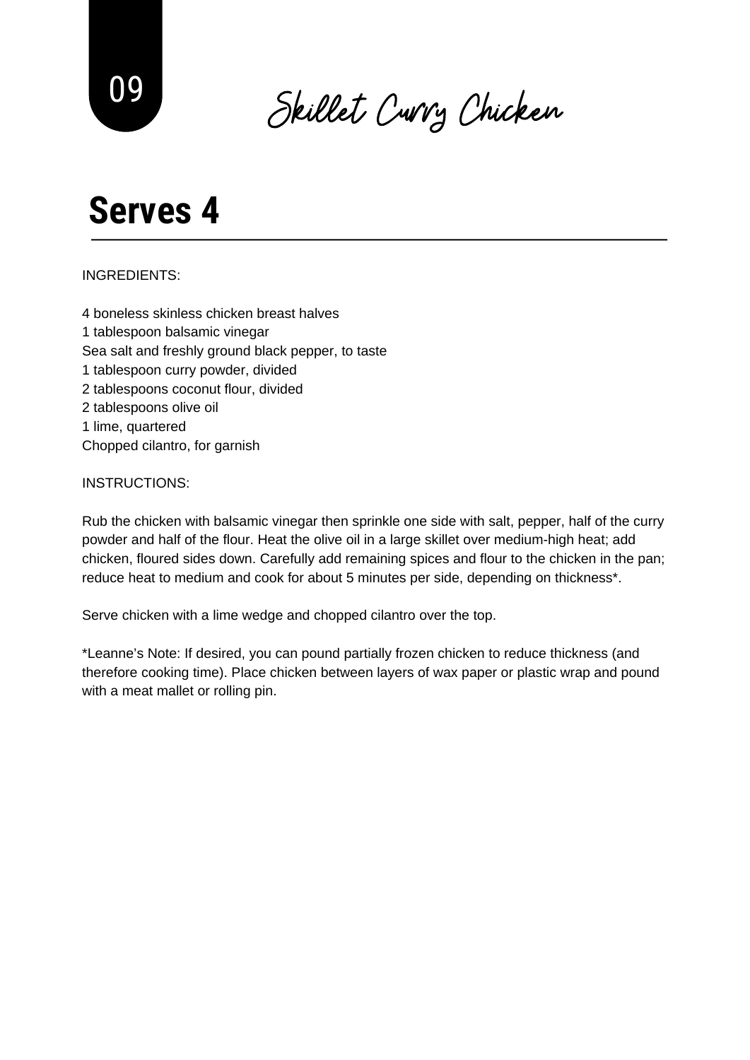09

# Skillet Curry Chicken

## Serves 4

INGREDIENTS:

4 boneless skinless chicken breast halves
1 tablespoon balsamic vinegar
Sea salt and freshly ground black pepper, to taste
1 tablespoon curry powder, divided
2 tablespoons coconut flour, divided
2 tablespoons olive oil
1 lime, quartered
Chopped cilantro, for garnish

INSTRUCTIONS:

Rub the chicken with balsamic vinegar then sprinkle one side with salt, pepper, half of the curry powder and half of the flour. Heat the olive oil in a large skillet over medium-high heat; add chicken, floured sides down. Carefully add remaining spices and flour to the chicken in the pan; reduce heat to medium and cook for about 5 minutes per side, depending on thickness*.

Serve chicken with a lime wedge and chopped cilantro over the top.

*Leanne's Note: If desired, you can pound partially frozen chicken to reduce thickness (and therefore cooking time). Place chicken between layers of wax paper or plastic wrap and pound with a meat mallet or rolling pin.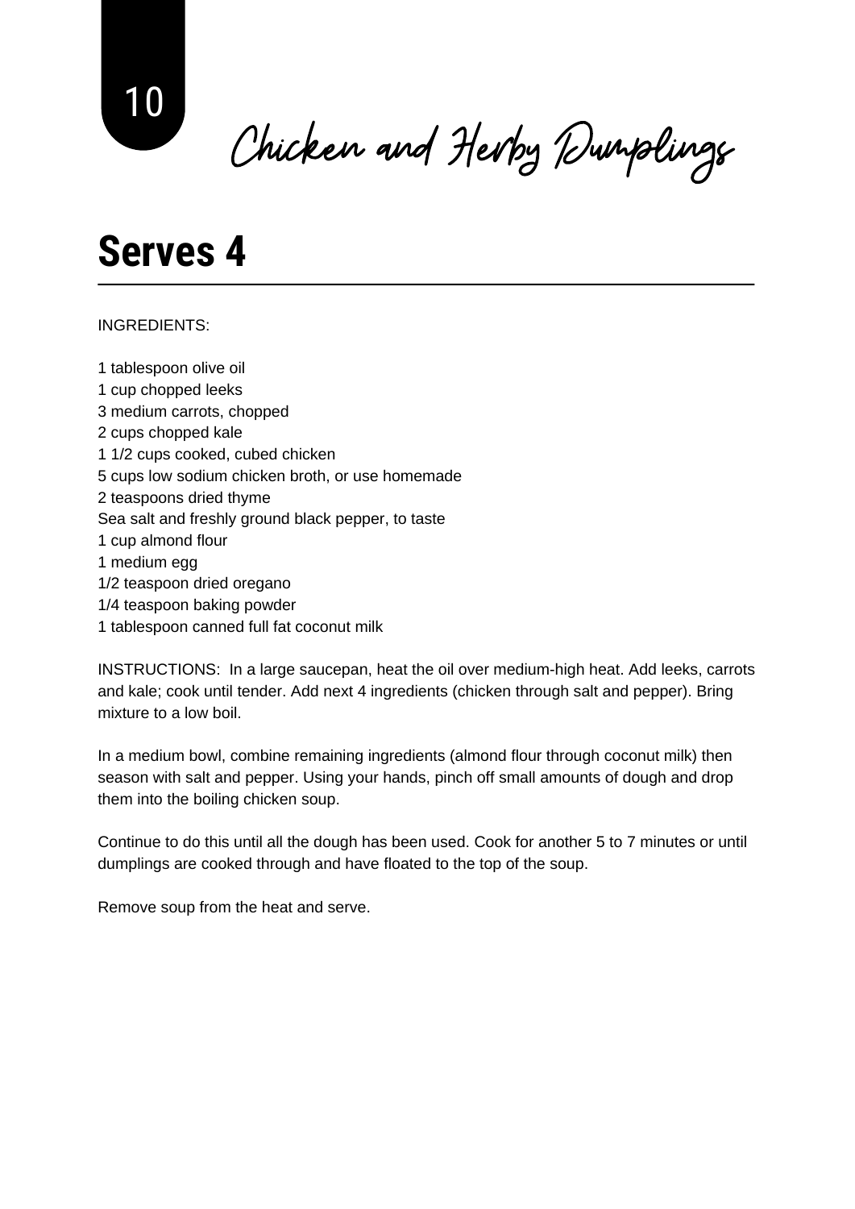# 10 Chicken and Herby Dumplings

## Serves 4

INGREDIENTS:

1 tablespoon olive oil
1 cup chopped leeks
3 medium carrots, chopped
2 cups chopped kale
1 1/2 cups cooked, cubed chicken
5 cups low sodium chicken broth, or use homemade
2 teaspoons dried thyme
Sea salt and freshly ground black pepper, to taste
1 cup almond flour
1 medium egg
1/2 teaspoon dried oregano
1/4 teaspoon baking powder
1 tablespoon canned full fat coconut milk

INSTRUCTIONS: In a large saucepan, heat the oil over medium-high heat. Add leeks, carrots and kale; cook until tender. Add next 4 ingredients (chicken through salt and pepper). Bring mixture to a low boil.

In a medium bowl, combine remaining ingredients (almond flour through coconut milk) then season with salt and pepper. Using your hands, pinch off small amounts of dough and drop them into the boiling chicken soup.

Continue to do this until all the dough has been used. Cook for another 5 to 7 minutes or until dumplings are cooked through and have floated to the top of the soup.

Remove soup from the heat and serve.